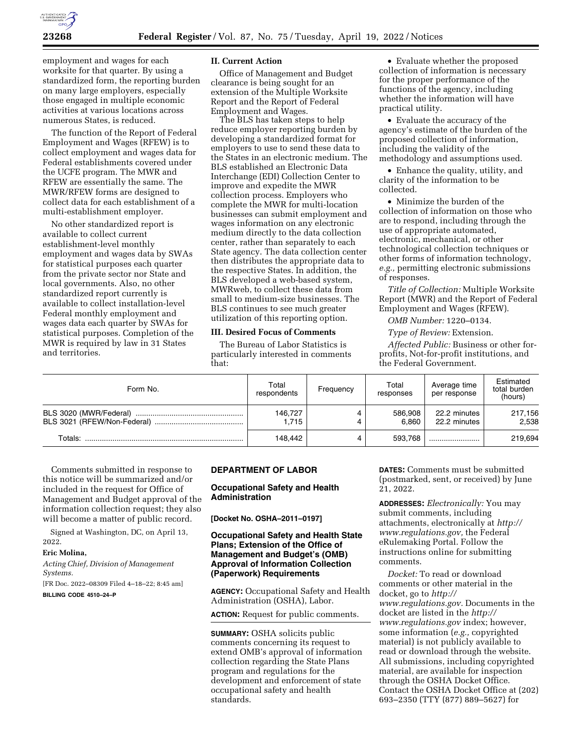employment and wages for each worksite for that quarter. By using a standardized form, the reporting burden on many large employers, especially those engaged in multiple economic activities at various locations across numerous States, is reduced.

The function of the Report of Federal Employment and Wages (RFEW) is to collect employment and wages data for Federal establishments covered under the UCFE program. The MWR and RFEW are essentially the same. The MWR/RFEW forms are designed to collect data for each establishment of a multi-establishment employer.

No other standardized report is available to collect current establishment-level monthly employment and wages data by SWAs for statistical purposes each quarter from the private sector nor State and local governments. Also, no other standardized report currently is available to collect installation-level Federal monthly employment and wages data each quarter by SWAs for statistical purposes. Completion of the MWR is required by law in 31 States and territories.

## II. Current Action

Office of Management and Budget clearance is being sought for an extension of the Multiple Worksite Report and the Report of Federal Employment and Wages.

The BLS has taken steps to help reduce employer reporting burden by developing a standardized format for employers to use to send these data to the States in an electronic medium. The BLS established an Electronic Data Interchange (EDI) Collection Center to improve and expedite the MWR collection process. Employers who complete the MWR for multi-location businesses can submit employment and wages information on any electronic medium directly to the data collection center, rather than separately to each State agency. The data collection center then distributes the appropriate data to the respective States. In addition, the BLS developed a web-based system, MWRweb, to collect these data from small to medium-size businesses. The BLS continues to see much greater utilization of this reporting option.

## III. Desired Focus of Comments

The Bureau of Labor Statistics is particularly interested in comments that:

- Evaluate whether the proposed collection of information is necessary for the proper performance of the functions of the agency, including whether the information will have practical utility.
- Evaluate the accuracy of the agency's estimate of the burden of the proposed collection of information, including the validity of the methodology and assumptions used.
- Enhance the quality, utility, and clarity of the information to be collected.
- Minimize the burden of the collection of information on those who are to respond, including through the use of appropriate automated, electronic, mechanical, or other technological collection techniques or other forms of information technology, *e.g.,* permitting electronic submissions of responses.

*Title of Collection:* Multiple Worksite Report (MWR) and the Report of Federal Employment and Wages (RFEW).

*OMB Number:* 1220–0134.

*Type of Review:* Extension.

*Affected Public:* Business or other for-profits, Not-for-profit institutions, and the Federal Government.

| Form No. | Total respondents | Frequency | Total responses | Average time per response | Estimated total burden (hours) |
|---|---|---|---|---|---|
| BLS 3020 (MWR/Federal) | 146,727 | 4 | 586,908 | 22.2 minutes | 217,156 |
| BLS 3021 (RFEW/Non-Federal) | 1,715 | 4 | 6,860 | 22.2 minutes | 2,538 |
| Totals: | 148,442 | 4 | 593,768 | | 219,694 |

Comments submitted in response to this notice will be summarized and/or included in the request for Office of Management and Budget approval of the information collection request; they also will become a matter of public record.

Signed at Washington, DC, on April 13, 2022.

**Eric Molina,**

*Acting Chief, Division of Management Systems.*

[FR Doc. 2022–08309 Filed 4–18–22; 8:45 am]

**BILLING CODE 4510–24–P**

## DEPARTMENT OF LABOR

### Occupational Safety and Health Administration

**[Docket No. OSHA–2011–0197]**

### Occupational Safety and Health State Plans; Extension of the Office of Management and Budget's (OMB) Approval of Information Collection (Paperwork) Requirements

**AGENCY:** Occupational Safety and Health Administration (OSHA), Labor.

**ACTION:** Request for public comments.

**SUMMARY:** OSHA solicits public comments concerning its request to extend OMB's approval of information collection regarding the State Plans program and regulations for the development and enforcement of state occupational safety and health standards.

**DATES:** Comments must be submitted (postmarked, sent, or received) by June 21, 2022.

**ADDRESSES:** *Electronically:* You may submit comments, including attachments, electronically at *http://www.regulations.gov,* the Federal eRulemaking Portal. Follow the instructions online for submitting comments.

*Docket:* To read or download comments or other material in the docket, go to *http://www.regulations.gov.* Documents in the docket are listed in the *http://www.regulations.gov* index; however, some information (*e.g.,* copyrighted material) is not publicly available to read or download through the website. All submissions, including copyrighted material, are available for inspection through the OSHA Docket Office. Contact the OSHA Docket Office at (202) 693–2350 (TTY (877) 889–5627) for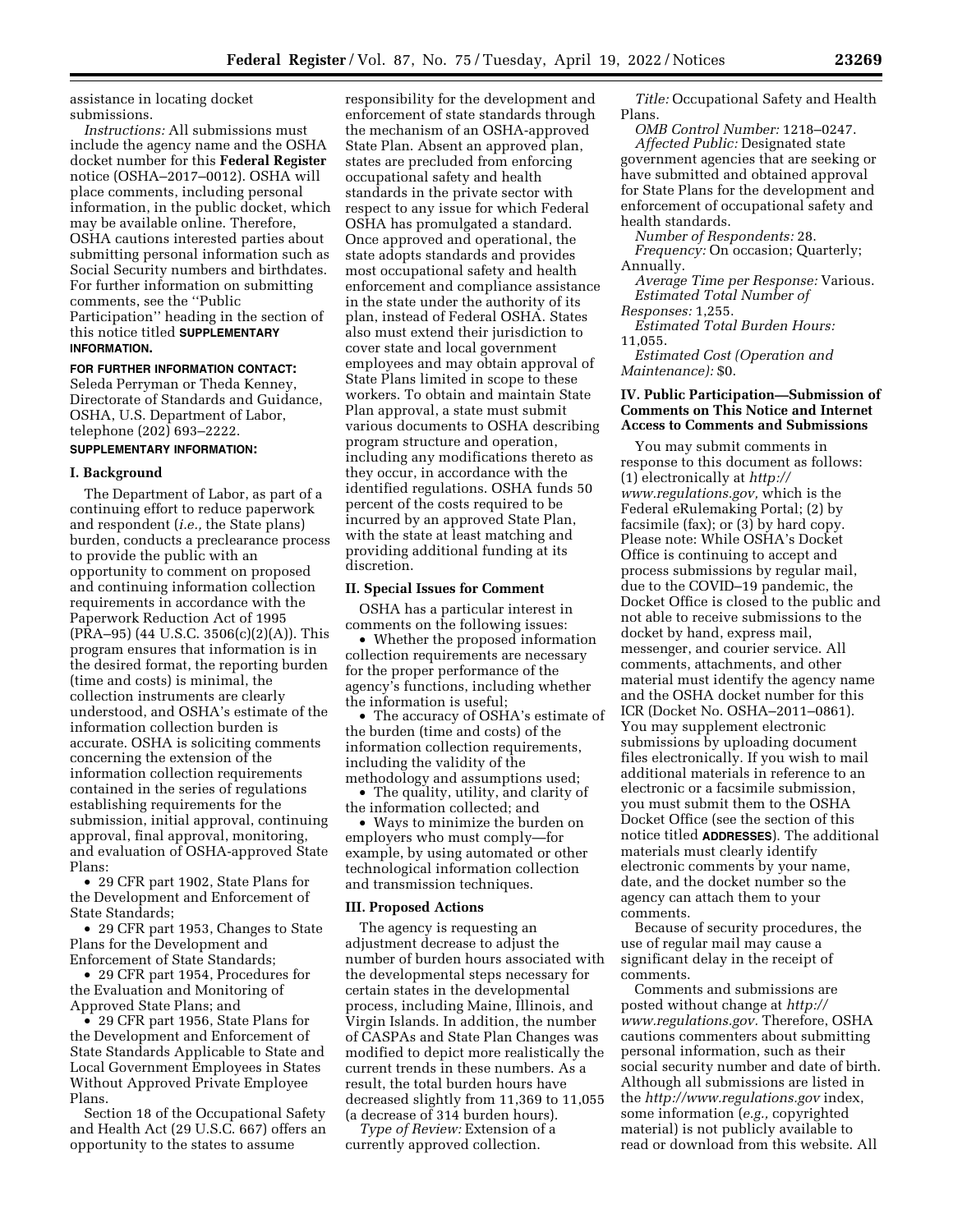assistance in locating docket submissions.

*Instructions:* All submissions must include the agency name and the OSHA docket number for this **Federal Register** notice (OSHA–2017–0012). OSHA will place comments, including personal information, in the public docket, which may be available online. Therefore, OSHA cautions interested parties about submitting personal information such as Social Security numbers and birthdates. For further information on submitting comments, see the ''Public Participation'' heading in the section of this notice titled **SUPPLEMENTARY INFORMATION.**

**FOR FURTHER INFORMATION CONTACT:** Seleda Perryman or Theda Kenney, Directorate of Standards and Guidance, OSHA, U.S. Department of Labor, telephone (202) 693–2222.

**SUPPLEMENTARY INFORMATION:**

## I. Background

The Department of Labor, as part of a continuing effort to reduce paperwork and respondent (*i.e.,* the State plans) burden, conducts a preclearance process to provide the public with an opportunity to comment on proposed and continuing information collection requirements in accordance with the Paperwork Reduction Act of 1995 (PRA–95) (44 U.S.C. 3506(c)(2)(A)). This program ensures that information is in the desired format, the reporting burden (time and costs) is minimal, the collection instruments are clearly understood, and OSHA's estimate of the information collection burden is accurate. OSHA is soliciting comments concerning the extension of the information collection requirements contained in the series of regulations establishing requirements for the submission, initial approval, continuing approval, final approval, monitoring, and evaluation of OSHA-approved State Plans:

- 29 CFR part 1902, State Plans for the Development and Enforcement of State Standards;
- 29 CFR part 1953, Changes to State Plans for the Development and Enforcement of State Standards;
- 29 CFR part 1954, Procedures for the Evaluation and Monitoring of Approved State Plans; and
- 29 CFR part 1956, State Plans for the Development and Enforcement of State Standards Applicable to State and Local Government Employees in States Without Approved Private Employee Plans.

Section 18 of the Occupational Safety and Health Act (29 U.S.C. 667) offers an opportunity to the states to assume responsibility for the development and enforcement of state standards through the mechanism of an OSHA-approved State Plan. Absent an approved plan, states are precluded from enforcing occupational safety and health standards in the private sector with respect to any issue for which Federal OSHA has promulgated a standard. Once approved and operational, the state adopts standards and provides most occupational safety and health enforcement and compliance assistance in the state under the authority of its plan, instead of Federal OSHA. States also must extend their jurisdiction to cover state and local government employees and may obtain approval of State Plans limited in scope to these workers. To obtain and maintain State Plan approval, a state must submit various documents to OSHA describing program structure and operation, including any modifications thereto as they occur, in accordance with the identified regulations. OSHA funds 50 percent of the costs required to be incurred by an approved State Plan, with the state at least matching and providing additional funding at its discretion.

## II. Special Issues for Comment

OSHA has a particular interest in comments on the following issues:

- Whether the proposed information collection requirements are necessary for the proper performance of the agency's functions, including whether the information is useful;
- The accuracy of OSHA's estimate of the burden (time and costs) of the information collection requirements, including the validity of the methodology and assumptions used;
- The quality, utility, and clarity of the information collected; and
- Ways to minimize the burden on employers who must comply—for example, by using automated or other technological information collection and transmission techniques.

## III. Proposed Actions

The agency is requesting an adjustment decrease to adjust the number of burden hours associated with the developmental steps necessary for certain states in the developmental process, including Maine, Illinois, and Virgin Islands. In addition, the number of CASPAs and State Plan Changes was modified to depict more realistically the current trends in these numbers. As a result, the total burden hours have decreased slightly from 11,369 to 11,055 (a decrease of 314 burden hours).

*Type of Review:* Extension of a currently approved collection.

*Title:* Occupational Safety and Health Plans.

*OMB Control Number:* 1218–0247.

*Affected Public:* Designated state government agencies that are seeking or have submitted and obtained approval for State Plans for the development and enforcement of occupational safety and health standards.

*Number of Respondents:* 28.

*Frequency:* On occasion; Quarterly; Annually.

*Average Time per Response:* Various.

*Estimated Total Number of Responses:* 1,255.

*Estimated Total Burden Hours:* 11,055.

*Estimated Cost (Operation and Maintenance):* $0.

## IV. Public Participation—Submission of Comments on This Notice and Internet Access to Comments and Submissions

You may submit comments in response to this document as follows: (1) electronically at *http://www.regulations.gov,* which is the Federal eRulemaking Portal; (2) by facsimile (fax); or (3) by hard copy. Please note: While OSHA's Docket Office is continuing to accept and process submissions by regular mail, due to the COVID–19 pandemic, the Docket Office is closed to the public and not able to receive submissions to the docket by hand, express mail, messenger, and courier service. All comments, attachments, and other material must identify the agency name and the OSHA docket number for this ICR (Docket No. OSHA–2011–0861). You may supplement electronic submissions by uploading document files electronically. If you wish to mail additional materials in reference to an electronic or a facsimile submission, you must submit them to the OSHA Docket Office (see the section of this notice titled **ADDRESSES**). The additional materials must clearly identify electronic comments by your name, date, and the docket number so the agency can attach them to your comments.

Because of security procedures, the use of regular mail may cause a significant delay in the receipt of comments.

Comments and submissions are posted without change at *http://www.regulations.gov.* Therefore, OSHA cautions commenters about submitting personal information, such as their social security number and date of birth. Although all submissions are listed in the *http://www.regulations.gov* index, some information (*e.g.,* copyrighted material) is not publicly available to read or download from this website. All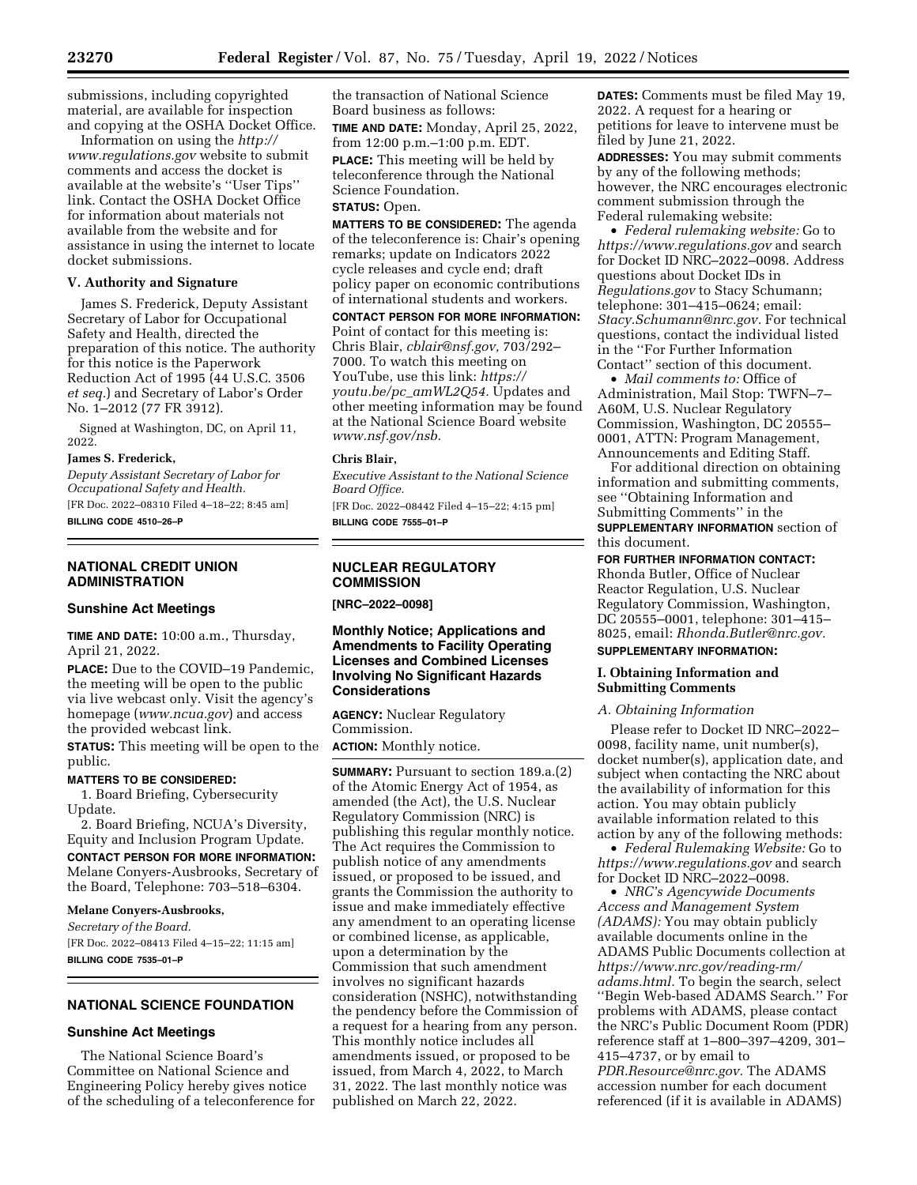submissions, including copyrighted material, are available for inspection and copying at the OSHA Docket Office.

Information on using the *http://www.regulations.gov* website to submit comments and access the docket is available at the website's ''User Tips'' link. Contact the OSHA Docket Office for information about materials not available from the website and for assistance in using the internet to locate docket submissions.

### V. Authority and Signature

James S. Frederick, Deputy Assistant Secretary of Labor for Occupational Safety and Health, directed the preparation of this notice. The authority for this notice is the Paperwork Reduction Act of 1995 (44 U.S.C. 3506 *et seq.*) and Secretary of Labor's Order No. 1–2012 (77 FR 3912).

Signed at Washington, DC, on April 11, 2022.

**James S. Frederick,**

*Deputy Assistant Secretary of Labor for Occupational Safety and Health.*

[FR Doc. 2022–08310 Filed 4–18–22; 8:45 am]

**BILLING CODE 4510–26–P**

## NATIONAL CREDIT UNION ADMINISTRATION

### Sunshine Act Meetings

**TIME AND DATE:** 10:00 a.m., Thursday, April 21, 2022.

**PLACE:** Due to the COVID–19 Pandemic, the meeting will be open to the public via live webcast only. Visit the agency's homepage (*www.ncua.gov*) and access the provided webcast link.

**STATUS:** This meeting will be open to the public.

**MATTERS TO BE CONSIDERED:**

1. Board Briefing, Cybersecurity Update.

2. Board Briefing, NCUA's Diversity, Equity and Inclusion Program Update.

**CONTACT PERSON FOR MORE INFORMATION:** Melane Conyers-Ausbrooks, Secretary of the Board, Telephone: 703–518–6304.

**Melane Conyers-Ausbrooks,**

*Secretary of the Board.*

[FR Doc. 2022–08413 Filed 4–15–22; 11:15 am]

**BILLING CODE 7535–01–P**

## NATIONAL SCIENCE FOUNDATION

### Sunshine Act Meetings

The National Science Board's Committee on National Science and Engineering Policy hereby gives notice of the scheduling of a teleconference for the transaction of National Science Board business as follows:

**TIME AND DATE:** Monday, April 25, 2022, from 12:00 p.m.–1:00 p.m. EDT.

**PLACE:** This meeting will be held by teleconference through the National Science Foundation.

**STATUS:** Open.

**MATTERS TO BE CONSIDERED:** The agenda of the teleconference is: Chair's opening remarks; update on Indicators 2022 cycle releases and cycle end; draft policy paper on economic contributions of international students and workers.

**CONTACT PERSON FOR MORE INFORMATION:** Point of contact for this meeting is: Chris Blair, *cblair@nsf.gov,* 703/292–7000. To watch this meeting on YouTube, use this link: *https://youtu.be/pc_amWL2Q54.* Updates and other meeting information may be found at the National Science Board website *www.nsf.gov/nsb.*

**Chris Blair,**

*Executive Assistant to the National Science Board Office.*

[FR Doc. 2022–08442 Filed 4–15–22; 4:15 pm]

**BILLING CODE 7555–01–P**

## NUCLEAR REGULATORY COMMISSION

**[NRC–2022–0098]**

### Monthly Notice; Applications and Amendments to Facility Operating Licenses and Combined Licenses Involving No Significant Hazards Considerations

**AGENCY:** Nuclear Regulatory Commission.

**ACTION:** Monthly notice.

**SUMMARY:** Pursuant to section 189.a.(2) of the Atomic Energy Act of 1954, as amended (the Act), the U.S. Nuclear Regulatory Commission (NRC) is publishing this regular monthly notice. The Act requires the Commission to publish notice of any amendments issued, or proposed to be issued, and grants the Commission the authority to issue and make immediately effective any amendment to an operating license or combined license, as applicable, upon a determination by the Commission that such amendment involves no significant hazards consideration (NSHC), notwithstanding the pendency before the Commission of a request for a hearing from any person. This monthly notice includes all amendments issued, or proposed to be issued, from March 4, 2022, to March 31, 2022. The last monthly notice was published on March 22, 2022.

**DATES:** Comments must be filed May 19, 2022. A request for a hearing or petitions for leave to intervene must be filed by June 21, 2022.

**ADDRESSES:** You may submit comments by any of the following methods; however, the NRC encourages electronic comment submission through the Federal rulemaking website:

- *Federal rulemaking website:* Go to *https://www.regulations.gov* and search for Docket ID NRC–2022–0098. Address questions about Docket IDs in *Regulations.gov* to Stacy Schumann; telephone: 301–415–0624; email: *Stacy.Schumann@nrc.gov.* For technical questions, contact the individual listed in the ''For Further Information Contact'' section of this document.
- *Mail comments to:* Office of Administration, Mail Stop: TWFN–7–A60M, U.S. Nuclear Regulatory Commission, Washington, DC 20555–0001, ATTN: Program Management, Announcements and Editing Staff.

For additional direction on obtaining information and submitting comments, see ''Obtaining Information and Submitting Comments'' in the **SUPPLEMENTARY INFORMATION** section of this document.

**FOR FURTHER INFORMATION CONTACT:** Rhonda Butler, Office of Nuclear Reactor Regulation, U.S. Nuclear Regulatory Commission, Washington, DC 20555–0001, telephone: 301–415–8025, email: *Rhonda.Butler@nrc.gov.*

**SUPPLEMENTARY INFORMATION:**

### I. Obtaining Information and Submitting Comments

*A. Obtaining Information*

Please refer to Docket ID NRC–2022–0098, facility name, unit number(s), docket number(s), application date, and subject when contacting the NRC about the availability of information for this action. You may obtain publicly available information related to this action by any of the following methods:

- *Federal Rulemaking Website:* Go to *https://www.regulations.gov* and search for Docket ID NRC–2022–0098.
- *NRC's Agencywide Documents Access and Management System (ADAMS):* You may obtain publicly available documents online in the ADAMS Public Documents collection at *https://www.nrc.gov/reading-rm/adams.html.* To begin the search, select ''Begin Web-based ADAMS Search.'' For problems with ADAMS, please contact the NRC's Public Document Room (PDR) reference staff at 1–800–397–4209, 301–415–4737, or by email to *PDR.Resource@nrc.gov.* The ADAMS accession number for each document referenced (if it is available in ADAMS)